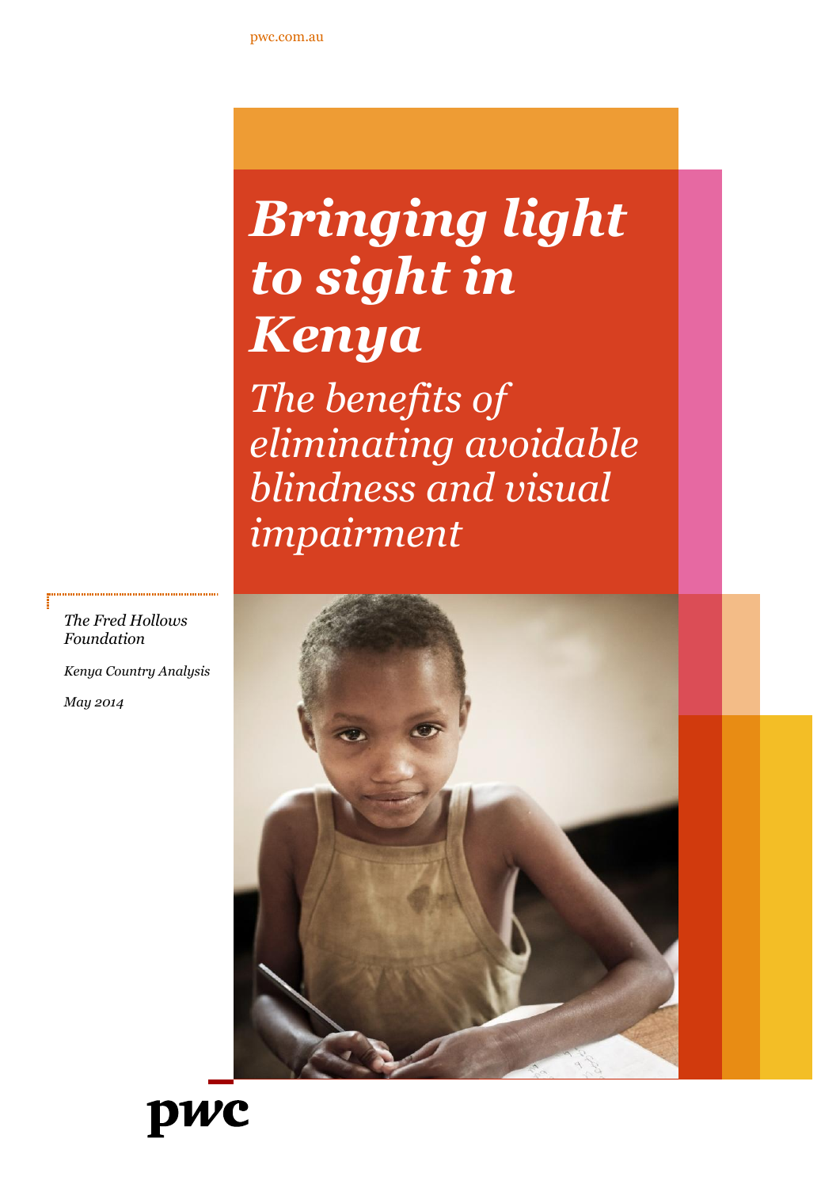pwc.com.au

# *Bringing light to sight in Kenya*

## *The benefits of eliminating avoidable blindness and visual impairment*

*The Fred Hollows Foundation*

*Kenya Country Analysis*

*May 2014*

pwc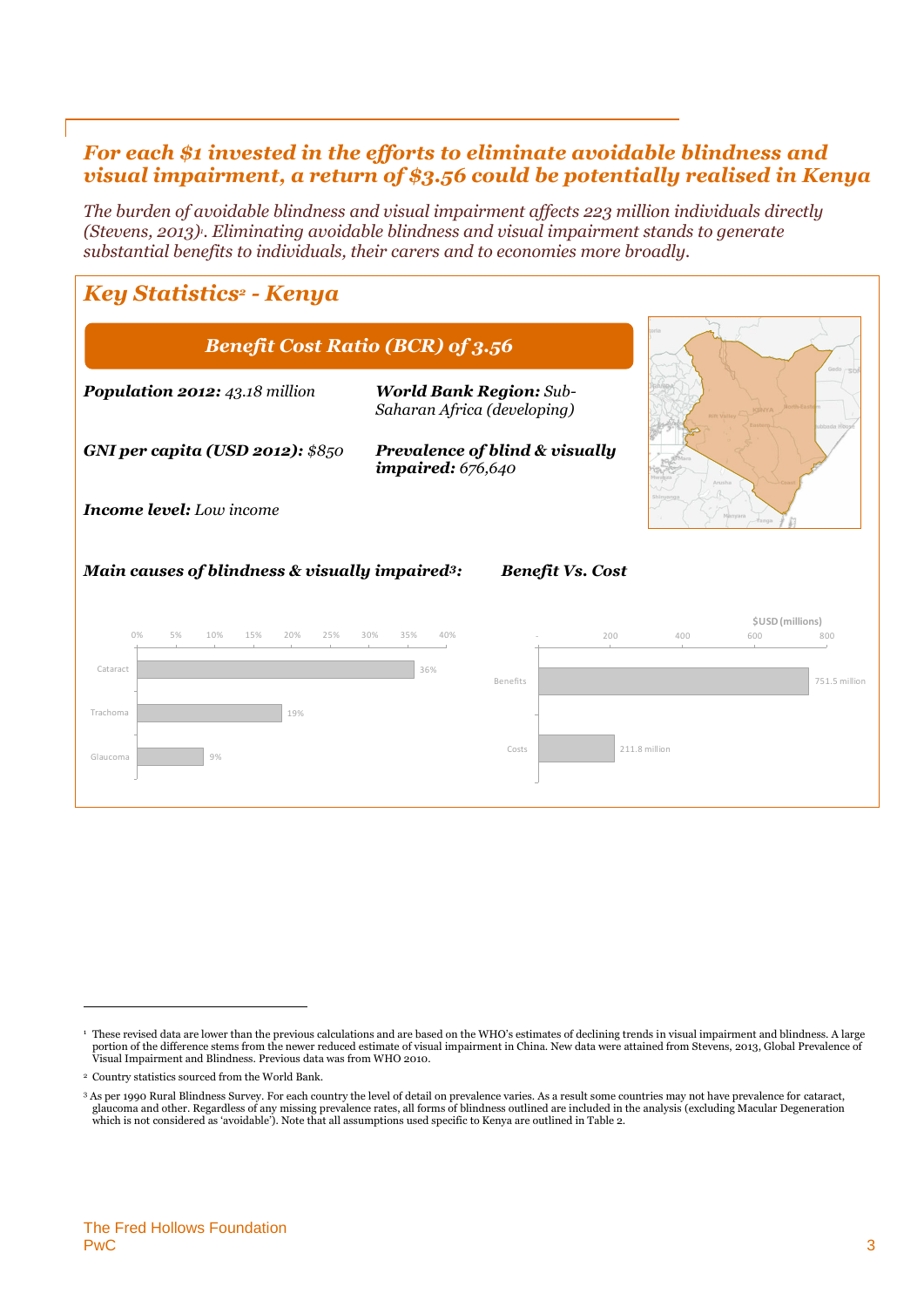## *For each $1 invested in the efforts to eliminate avoidable blindness and visual impairment, a return of $3.56 could be potentially realised in Kenya*

*The burden of avoidable blindness and visual impairment affects 223 million individuals directly (Stevens, 2013)[1]. Eliminating avoidable blindness and visual impairment stands to generate substantial benefits to individuals, their carers and to economies more broadly.*

### *Key Statistics[2] - Kenya*

***Benefit Cost Ratio (BCR) of 3.56***

***Population 2012:*** *43.18 million*

***World Bank Region:*** *Sub-Saharan Africa (developing)*

***GNI per capita (USD 2012):*** *$850*

***Prevalence of blind & visually impaired:*** *676,640*

***Income level:*** *Low income*

***Main causes of blindness & visually impaired[3]:***

| Cause | Share |
|---|---|
| Cataract | 36% |
| Trachoma | 19% |
| Glaucoma | 9% |

***Benefit Vs. Cost***

| | $USD (millions) |
|---|---|
| Benefits | 751.5 million |
| Costs | 211.8 million |

---

[1] These revised data are lower than the previous calculations and are based on the WHO's estimates of declining trends in visual impairment and blindness. A large portion of the difference stems from the newer reduced estimate of visual impairment in China. New data were attained from Stevens, 2013, Global Prevalence of Visual Impairment and Blindness. Previous data was from WHO 2010.

[2] Country statistics sourced from the World Bank.

[3] As per 1990 Rural Blindness Survey. For each country the level of detail on prevalence varies. As a result some countries may not have prevalence for cataract, glaucoma and other. Regardless of any missing prevalence rates, all forms of blindness outlined are included in the analysis (excluding Macular Degeneration which is not considered as 'avoidable'). Note that all assumptions used specific to Kenya are outlined in Table 2.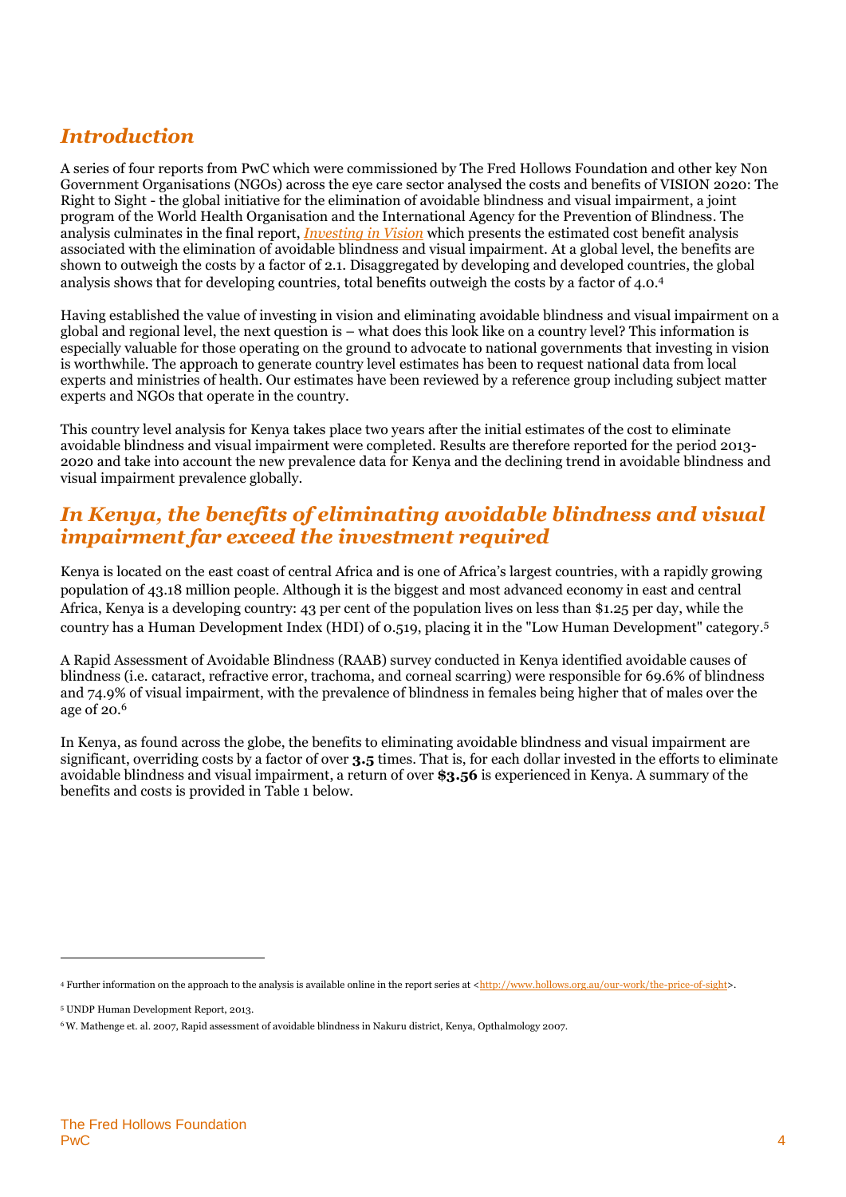## *Introduction*

A series of four reports from PwC which were commissioned by The Fred Hollows Foundation and other key Non Government Organisations (NGOs) across the eye care sector analysed the costs and benefits of VISION 2020: The Right to Sight - the global initiative for the elimination of avoidable blindness and visual impairment, a joint program of the World Health Organisation and the International Agency for the Prevention of Blindness. The analysis culminates in the final report, *Investing in Vision* which presents the estimated cost benefit analysis associated with the elimination of avoidable blindness and visual impairment. At a global level, the benefits are shown to outweigh the costs by a factor of 2.1. Disaggregated by developing and developed countries, the global analysis shows that for developing countries, total benefits outweigh the costs by a factor of 4.0.[4]

Having established the value of investing in vision and eliminating avoidable blindness and visual impairment on a global and regional level, the next question is – what does this look like on a country level? This information is especially valuable for those operating on the ground to advocate to national governments that investing in vision is worthwhile. The approach to generate country level estimates has been to request national data from local experts and ministries of health. Our estimates have been reviewed by a reference group including subject matter experts and NGOs that operate in the country.

This country level analysis for Kenya takes place two years after the initial estimates of the cost to eliminate avoidable blindness and visual impairment were completed. Results are therefore reported for the period 2013-2020 and take into account the new prevalence data for Kenya and the declining trend in avoidable blindness and visual impairment prevalence globally.

## *In Kenya, the benefits of eliminating avoidable blindness and visual impairment far exceed the investment required*

Kenya is located on the east coast of central Africa and is one of Africa's largest countries, with a rapidly growing population of 43.18 million people. Although it is the biggest and most advanced economy in east and central Africa, Kenya is a developing country: 43 per cent of the population lives on less than $1.25 per day, while the country has a Human Development Index (HDI) of 0.519, placing it in the "Low Human Development" category.[5]

A Rapid Assessment of Avoidable Blindness (RAAB) survey conducted in Kenya identified avoidable causes of blindness (i.e. cataract, refractive error, trachoma, and corneal scarring) were responsible for 69.6% of blindness and 74.9% of visual impairment, with the prevalence of blindness in females being higher that of males over the age of 20.[6]

In Kenya, as found across the globe, the benefits to eliminating avoidable blindness and visual impairment are significant, overriding costs by a factor of over **3.5** times. That is, for each dollar invested in the efforts to eliminate avoidable blindness and visual impairment, a return of over **$3.56** is experienced in Kenya. A summary of the benefits and costs is provided in Table 1 below.

---

[4] Further information on the approach to the analysis is available online in the report series at <http://www.hollows.org.au/our-work/the-price-of-sight>.

[5] UNDP Human Development Report, 2013.

[6] W. Mathenge et. al. 2007, Rapid assessment of avoidable blindness in Nakuru district, Kenya, Opthalmology 2007.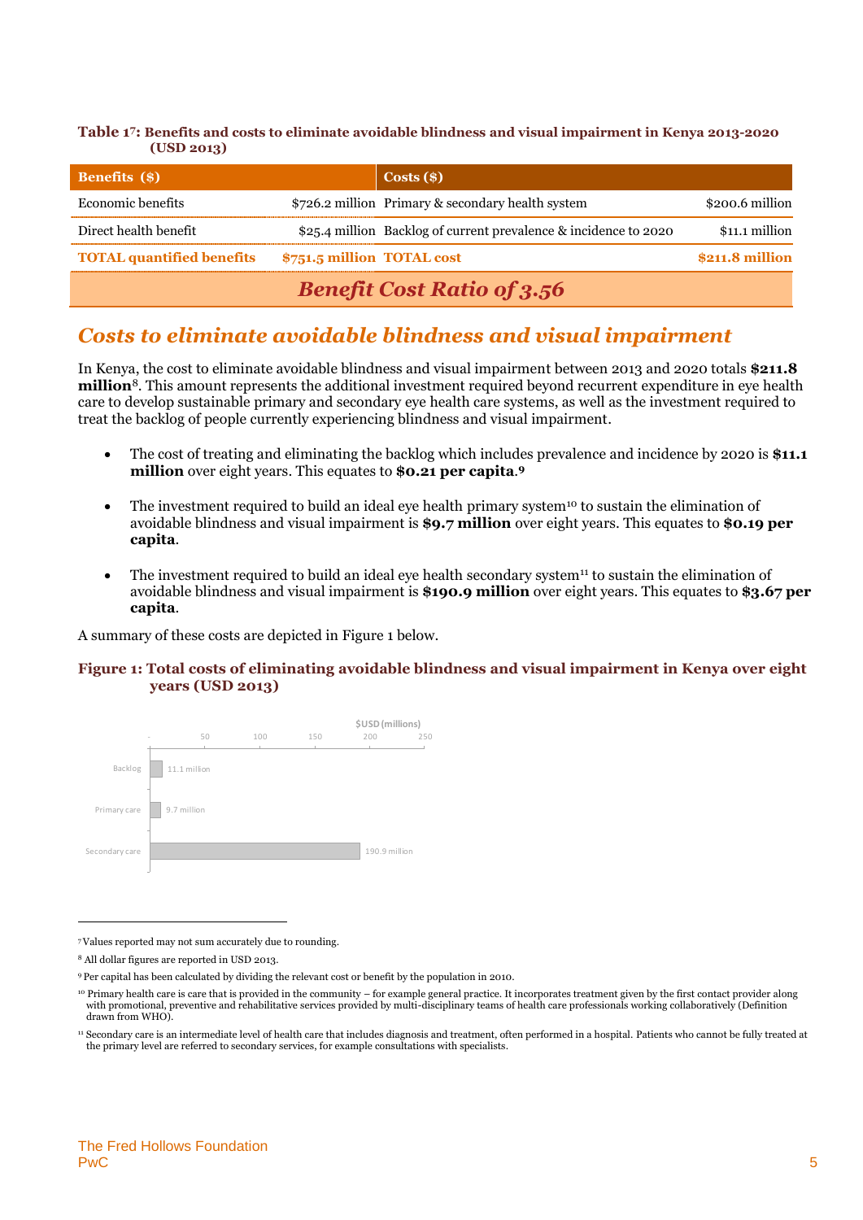**Table 1[7]: Benefits and costs to eliminate avoidable blindness and visual impairment in Kenya 2013-2020 (USD 2013)**

| Benefits ($) | | Costs ($) | |
|---|---|---|---|
| Economic benefits | $726.2 million | Primary & secondary health system | $200.6 million |
| Direct health benefit | $25.4 million | Backlog of current prevalence & incidence to 2020 | $11.1 million |
| **TOTAL quantified benefits** | **$751.5 million** | **TOTAL cost** | **$211.8 million** |
| ***Benefit Cost Ratio of 3.56*** | | | |

## *Costs to eliminate avoidable blindness and visual impairment*

In Kenya, the cost to eliminate avoidable blindness and visual impairment between 2013 and 2020 totals **$211.8 million**[8]. This amount represents the additional investment required beyond recurrent expenditure in eye health care to develop sustainable primary and secondary eye health care systems, as well as the investment required to treat the backlog of people currently experiencing blindness and visual impairment.

- The cost of treating and eliminating the backlog which includes prevalence and incidence by 2020 is **$11.1 million** over eight years. This equates to **$0.21 per capita**.[9]
- The investment required to build an ideal eye health primary system[10] to sustain the elimination of avoidable blindness and visual impairment is **$9.7 million** over eight years. This equates to **$0.19 per capita**.
- The investment required to build an ideal eye health secondary system[11] to sustain the elimination of avoidable blindness and visual impairment is **$190.9 million** over eight years. This equates to **$3.67 per capita**.

A summary of these costs are depicted in Figure 1 below.

**Figure 1: Total costs of eliminating avoidable blindness and visual impairment in Kenya over eight years (USD 2013)**

| | $USD (millions) |
|---|---|
| Backlog | 11.1 million |
| Primary care | 9.7 million |
| Secondary care | 190.9 million |

[7] Values reported may not sum accurately due to rounding.

[8] All dollar figures are reported in USD 2013.

[9] Per capital has been calculated by dividing the relevant cost or benefit by the population in 2010.

[10] Primary health care is care that is provided in the community – for example general practice. It incorporates treatment given by the first contact provider along with promotional, preventive and rehabilitative services provided by multi-disciplinary teams of health care professionals working collaboratively (Definition drawn from WHO).

[11] Secondary care is an intermediate level of health care that includes diagnosis and treatment, often performed in a hospital. Patients who cannot be fully treated at the primary level are referred to secondary services, for example consultations with specialists.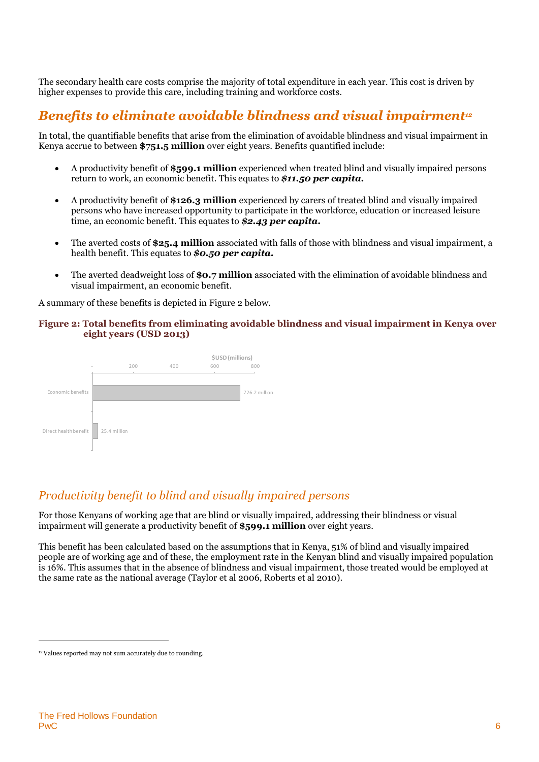The secondary health care costs comprise the majority of total expenditure in each year. This cost is driven by higher expenses to provide this care, including training and workforce costs.

## *Benefits to eliminate avoidable blindness and visual impairment*[12]

In total, the quantifiable benefits that arise from the elimination of avoidable blindness and visual impairment in Kenya accrue to between **$751.5 million** over eight years. Benefits quantified include:

- A productivity benefit of **$599.1 million** experienced when treated blind and visually impaired persons return to work, an economic benefit. This equates to ***$11.50 per capita.***
- A productivity benefit of **$126.3 million** experienced by carers of treated blind and visually impaired persons who have increased opportunity to participate in the workforce, education or increased leisure time, an economic benefit. This equates to ***$2.43 per capita.***
- The averted costs of **$25.4 million** associated with falls of those with blindness and visual impairment, a health benefit. This equates to ***$0.50 per capita.***
- The averted deadweight loss of **$0.7 million** associated with the elimination of avoidable blindness and visual impairment, an economic benefit.

A summary of these benefits is depicted in Figure 2 below.

**Figure 2: Total benefits from eliminating avoidable blindness and visual impairment in Kenya over eight years (USD 2013)**

| | $USD (millions) |
|---|---|
| Economic benefits | 726.2 million |
| Direct health benefit | 25.4 million |

## *Productivity benefit to blind and visually impaired persons*

For those Kenyans of working age that are blind or visually impaired, addressing their blindness or visual impairment will generate a productivity benefit of **$599.1 million** over eight years.

This benefit has been calculated based on the assumptions that in Kenya, 51% of blind and visually impaired people are of working age and of these, the employment rate in the Kenyan blind and visually impaired population is 16%. This assumes that in the absence of blindness and visual impairment, those treated would be employed at the same rate as the national average (Taylor et al 2006, Roberts et al 2010).

---

[12] Values reported may not sum accurately due to rounding.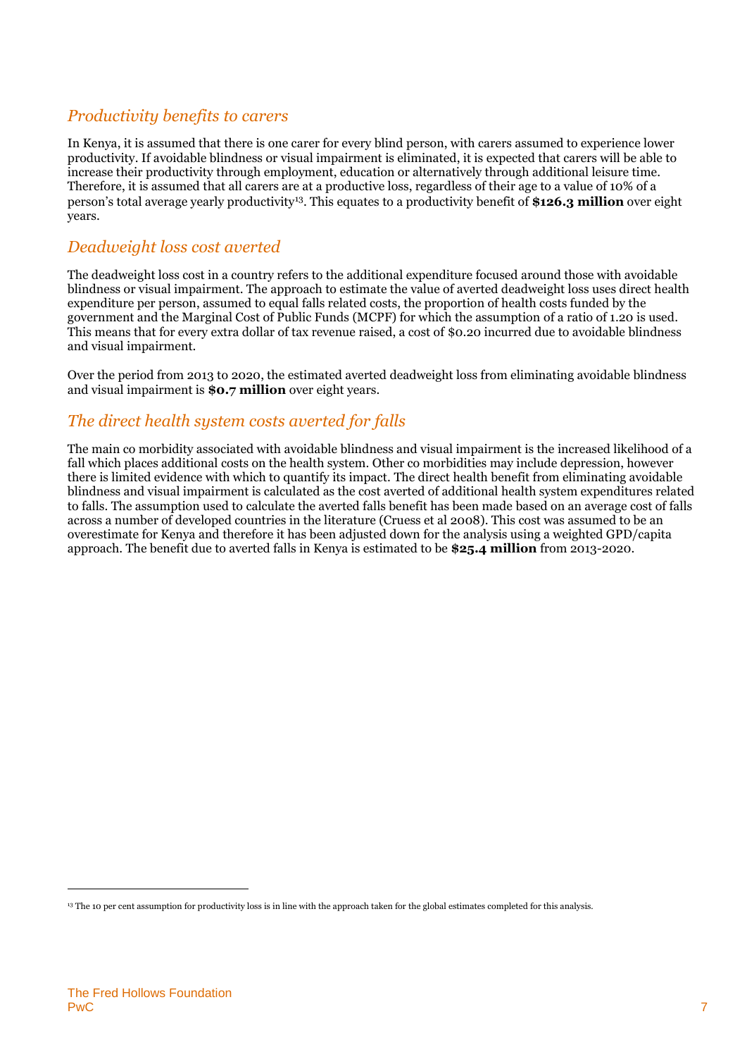## *Productivity benefits to carers*

In Kenya, it is assumed that there is one carer for every blind person, with carers assumed to experience lower productivity. If avoidable blindness or visual impairment is eliminated, it is expected that carers will be able to increase their productivity through employment, education or alternatively through additional leisure time. Therefore, it is assumed that all carers are at a productive loss, regardless of their age to a value of 10% of a person's total average yearly productivity[13]. This equates to a productivity benefit of **$126.3 million** over eight years.

## *Deadweight loss cost averted*

The deadweight loss cost in a country refers to the additional expenditure focused around those with avoidable blindness or visual impairment. The approach to estimate the value of averted deadweight loss uses direct health expenditure per person, assumed to equal falls related costs, the proportion of health costs funded by the government and the Marginal Cost of Public Funds (MCPF) for which the assumption of a ratio of 1.20 is used. This means that for every extra dollar of tax revenue raised, a cost of $0.20 incurred due to avoidable blindness and visual impairment.

Over the period from 2013 to 2020, the estimated averted deadweight loss from eliminating avoidable blindness and visual impairment is **$0.7 million** over eight years.

## *The direct health system costs averted for falls*

The main co morbidity associated with avoidable blindness and visual impairment is the increased likelihood of a fall which places additional costs on the health system. Other co morbidities may include depression, however there is limited evidence with which to quantify its impact. The direct health benefit from eliminating avoidable blindness and visual impairment is calculated as the cost averted of additional health system expenditures related to falls. The assumption used to calculate the averted falls benefit has been made based on an average cost of falls across a number of developed countries in the literature (Cruess et al 2008). This cost was assumed to be an overestimate for Kenya and therefore it has been adjusted down for the analysis using a weighted GPD/capita approach. The benefit due to averted falls in Kenya is estimated to be **$25.4 million** from 2013-2020.

---

[13] The 10 per cent assumption for productivity loss is in line with the approach taken for the global estimates completed for this analysis.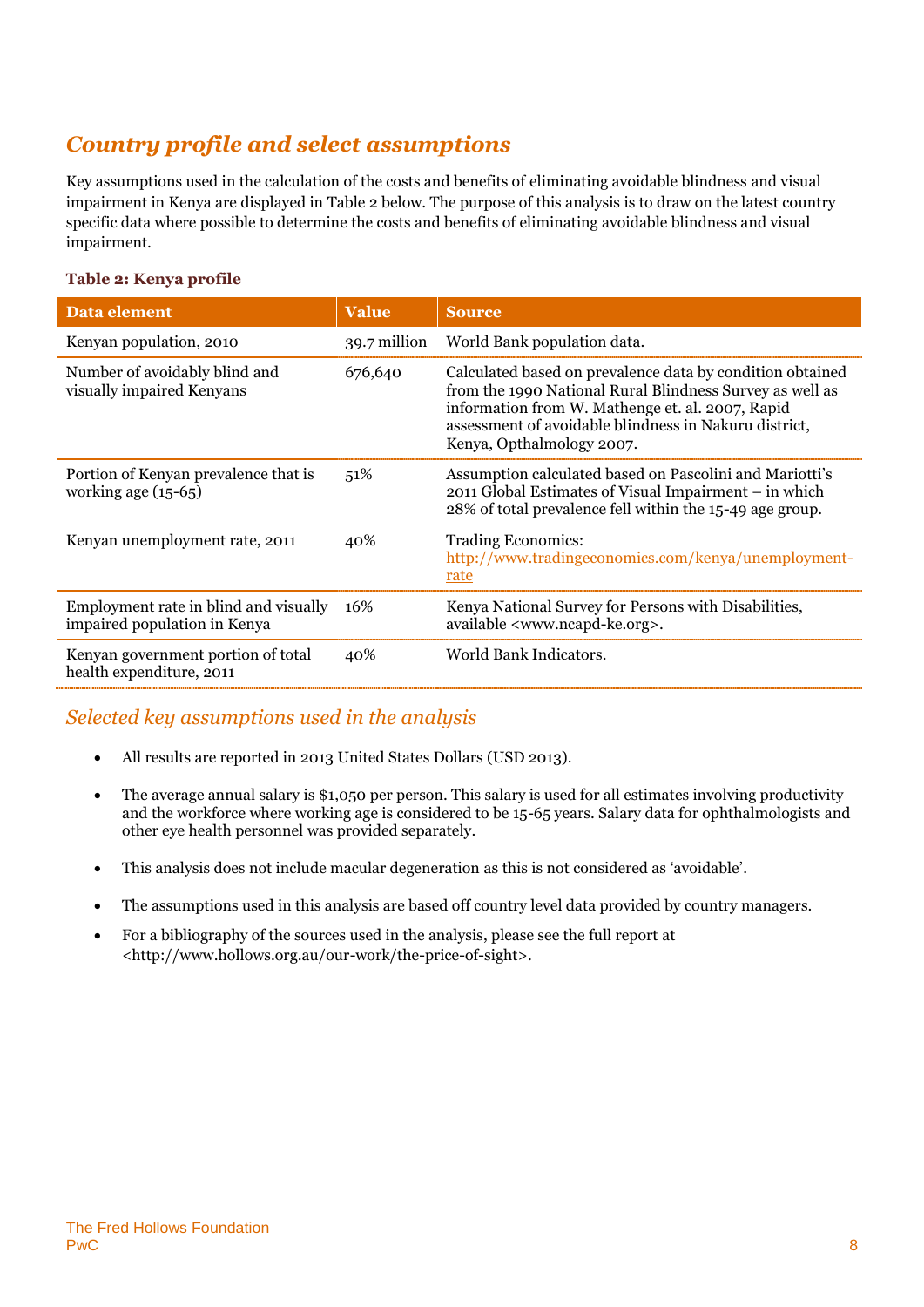## *Country profile and select assumptions*

Key assumptions used in the calculation of the costs and benefits of eliminating avoidable blindness and visual impairment in Kenya are displayed in Table 2 below. The purpose of this analysis is to draw on the latest country specific data where possible to determine the costs and benefits of eliminating avoidable blindness and visual impairment.

**Table 2: Kenya profile**

| Data element | Value | Source |
|---|---|---|
| Kenyan population, 2010 | 39.7 million | World Bank population data. |
| Number of avoidably blind and visually impaired Kenyans | 676,640 | Calculated based on prevalence data by condition obtained from the 1990 National Rural Blindness Survey as well as information from W. Mathenge et. al. 2007, Rapid assessment of avoidable blindness in Nakuru district, Kenya, Opthalmology 2007. |
| Portion of Kenyan prevalence that is working age (15-65) | 51% | Assumption calculated based on Pascolini and Mariotti's 2011 Global Estimates of Visual Impairment – in which 28% of total prevalence fell within the 15-49 age group. |
| Kenyan unemployment rate, 2011 | 40% | Trading Economics: http://www.tradingeconomics.com/kenya/unemployment-rate |
| Employment rate in blind and visually impaired population in Kenya | 16% | Kenya National Survey for Persons with Disabilities, available <www.ncapd-ke.org>. |
| Kenyan government portion of total health expenditure, 2011 | 40% | World Bank Indicators. |

### *Selected key assumptions used in the analysis*

- All results are reported in 2013 United States Dollars (USD 2013).
- The average annual salary is $1,050 per person. This salary is used for all estimates involving productivity and the workforce where working age is considered to be 15-65 years. Salary data for ophthalmologists and other eye health personnel was provided separately.
- This analysis does not include macular degeneration as this is not considered as 'avoidable'.
- The assumptions used in this analysis are based off country level data provided by country managers.
- For a bibliography of the sources used in the analysis, please see the full report at <http://www.hollows.org.au/our-work/the-price-of-sight>.